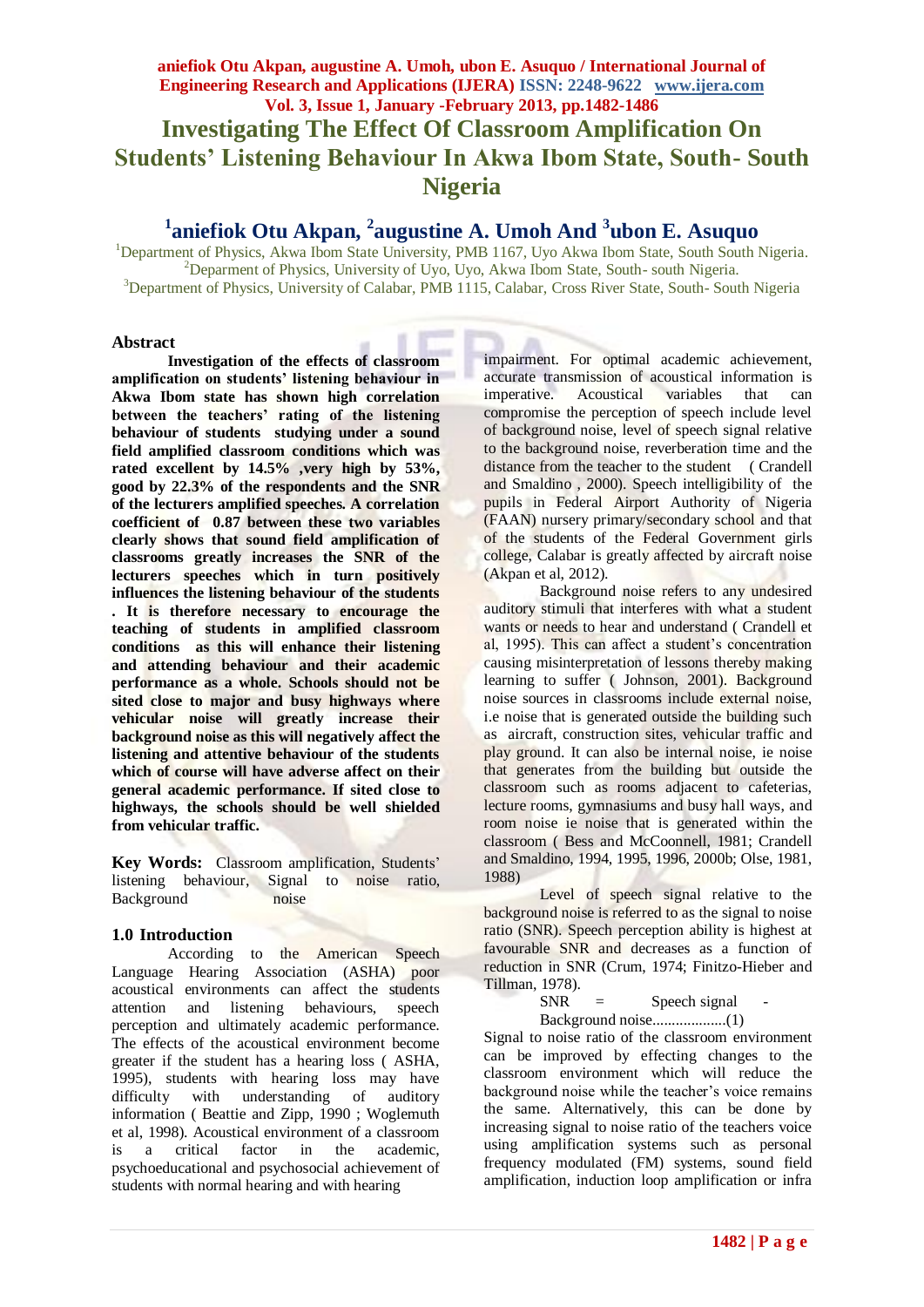# Investigating The Effect Of Classroom Amplification On Students' Listening Behaviour In Akwa Ibom State, South- South Nigeria

## [1]aniefiok Otu Akpan, [2]augustine A. Umoh And [3]ubon E. Asuquo

[1]Department of Physics, Akwa Ibom State University, PMB 1167, Uyo Akwa Ibom State, South South Nigeria.
[2]Deparment of Physics, University of Uyo, Uyo, Akwa Ibom State, South- south Nigeria.
[3]Department of Physics, University of Calabar, PMB 1115, Calabar, Cross River State, South- South Nigeria

### Abstract

**Investigation of the effects of classroom amplification on students' listening behaviour in Akwa Ibom state has shown high correlation between the teachers' rating of the listening behaviour of students studying under a sound field amplified classroom conditions which was rated excellent by 14.5% ,very high by 53%, good by 22.3% of the respondents and the SNR of the lecturers amplified speeches. A correlation coefficient of 0.87 between these two variables clearly shows that sound field amplification of classrooms greatly increases the SNR of the lecturers speeches which in turn positively influences the listening behaviour of the students . It is therefore necessary to encourage the teaching of students in amplified classroom conditions as this will enhance their listening and attending behaviour and their academic performance as a whole. Schools should not be sited close to major and busy highways where vehicular noise will greatly increase their background noise as this will negatively affect the listening and attentive behaviour of the students which of course will have adverse affect on their general academic performance. If sited close to highways, the schools should be well shielded from vehicular traffic.**

**Key Words:** Classroom amplification, Students' listening behaviour, Signal to noise ratio, Background noise

### 1.0 Introduction

According to the American Speech Language Hearing Association (ASHA) poor acoustical environments can affect the students attention and listening behaviours, speech perception and ultimately academic performance. The effects of the acoustical environment become greater if the student has a hearing loss ( ASHA, 1995), students with hearing loss may have difficulty with understanding of auditory information ( Beattie and Zipp, 1990 ; Woglemuth et al, 1998). Acoustical environment of a classroom is a critical factor in the academic, psychoeducational and psychosocial achievement of students with normal hearing and with hearing impairment. For optimal academic achievement, accurate transmission of acoustical information is imperative. Acoustical variables that can compromise the perception of speech include level of background noise, level of speech signal relative to the background noise, reverberation time and the distance from the teacher to the student ( Crandell and Smaldino , 2000). Speech intelligibility of the pupils in Federal Airport Authority of Nigeria (FAAN) nursery primary/secondary school and that of the students of the Federal Government girls college, Calabar is greatly affected by aircraft noise (Akpan et al, 2012).

Background noise refers to any undesired auditory stimuli that interferes with what a student wants or needs to hear and understand ( Crandell et al, 1995). This can affect a student's concentration causing misinterpretation of lessons thereby making learning to suffer ( Johnson, 2001). Background noise sources in classrooms include external noise, i.e noise that is generated outside the building such as aircraft, construction sites, vehicular traffic and play ground. It can also be internal noise, ie noise that generates from the building but outside the classroom such as rooms adjacent to cafeterias, lecture rooms, gymnasiums and busy hall ways, and room noise ie noise that is generated within the classroom ( Bess and McCoonnell, 1981; Crandell and Smaldino, 1994, 1995, 1996, 2000b; Olse, 1981, 1988)

Level of speech signal relative to the background noise is referred to as the signal to noise ratio (SNR). Speech perception ability is highest at favourable SNR and decreases as a function of reduction in SNR (Crum, 1974; Finitzo-Hieber and Tillman, 1978).

$$\text{SNR} = \text{Speech signal} - \text{Background noise} \qquad (1)$$

Signal to noise ratio of the classroom environment can be improved by effecting changes to the classroom environment which will reduce the background noise while the teacher's voice remains the same. Alternatively, this can be done by increasing signal to noise ratio of the teachers voice using amplification systems such as personal frequency modulated (FM) systems, sound field amplification, induction loop amplification or infra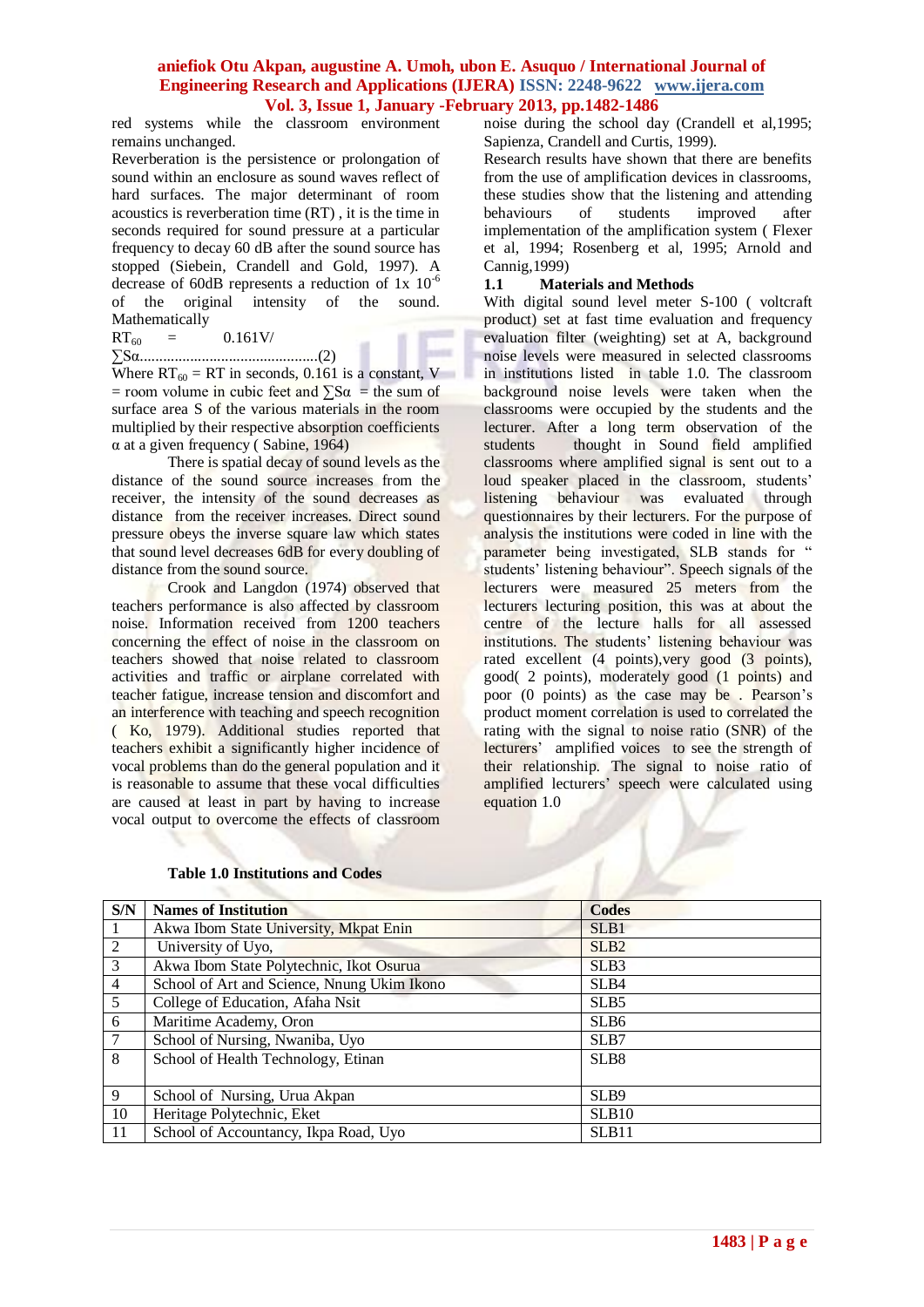red systems while the classroom environment remains unchanged.

Reverberation is the persistence or prolongation of sound within an enclosure as sound waves reflect of hard surfaces. The major determinant of room acoustics is reverberation time (RT) , it is the time in seconds required for sound pressure at a particular frequency to decay 60 dB after the sound source has stopped (Siebein, Crandell and Gold, 1997). A decrease of 60dB represents a reduction of 1x $10^{-6}$ of the original intensity of the sound. Mathematically

$RT_{60}$ = 0.161V/ $\sum S\alpha$..............................................(2)

Where $RT_{60}$ = RT in seconds, 0.161 is a constant, V = room volume in cubic feet and $\sum S\alpha$ = the sum of surface area S of the various materials in the room multiplied by their respective absorption coefficients α at a given frequency ( Sabine, 1964)

There is spatial decay of sound levels as the distance of the sound source increases from the receiver, the intensity of the sound decreases as distance from the receiver increases. Direct sound pressure obeys the inverse square law which states that sound level decreases 6dB for every doubling of distance from the sound source.

Crook and Langdon (1974) observed that teachers performance is also affected by classroom noise. Information received from 1200 teachers concerning the effect of noise in the classroom on teachers showed that noise related to classroom activities and traffic or airplane correlated with teacher fatigue, increase tension and discomfort and an interference with teaching and speech recognition ( Ko, 1979). Additional studies reported that teachers exhibit a significantly higher incidence of vocal problems than do the general population and it is reasonable to assume that these vocal difficulties are caused at least in part by having to increase vocal output to overcome the effects of classroom noise during the school day (Crandell et al,1995; Sapienza, Crandell and Curtis, 1999).

Research results have shown that there are benefits from the use of amplification devices in classrooms, these studies show that the listening and attending behaviours of students improved after implementation of the amplification system ( Flexer et al, 1994; Rosenberg et al, 1995; Arnold and Cannig,1999)

## 1.1 Materials and Methods

With digital sound level meter S-100 ( voltcraft product) set at fast time evaluation and frequency evaluation filter (weighting) set at A, background noise levels were measured in selected classrooms in institutions listed in table 1.0. The classroom background noise levels were taken when the classrooms were occupied by the students and the lecturer. After a long term observation of the students thought in Sound field amplified classrooms where amplified signal is sent out to a loud speaker placed in the classroom, students' listening behaviour was evaluated through questionnaires by their lecturers. For the purpose of analysis the institutions were coded in line with the parameter being investigated, SLB stands for " students' listening behaviour". Speech signals of the lecturers were measured 25 meters from the lecturers lecturing position, this was at about the centre of the lecture halls for all assessed institutions. The students' listening behaviour was rated excellent (4 points),very good (3 points), good( 2 points), moderately good (1 points) and poor (0 points) as the case may be . Pearson's product moment correlation is used to correlated the rating with the signal to noise ratio (SNR) of the lecturers' amplified voices to see the strength of their relationship. The signal to noise ratio of amplified lecturers' speech were calculated using equation 1.0

**Table 1.0 Institutions and Codes**

| S/N | Names of Institution | Codes |
|---|---|---|
| 1 | Akwa Ibom State University, Mkpat Enin | SLB1 |
| 2 | University of Uyo, | SLB2 |
| 3 | Akwa Ibom State Polytechnic, Ikot Osurua | SLB3 |
| 4 | School of Art and Science, Nnung Ukim Ikono | SLB4 |
| 5 | College of Education, Afaha Nsit | SLB5 |
| 6 | Maritime Academy, Oron | SLB6 |
| 7 | School of Nursing, Nwaniba, Uyo | SLB7 |
| 8 | School of Health Technology, Etinan | SLB8 |
| 9 | School of Nursing, Urua Akpan | SLB9 |
| 10 | Heritage Polytechnic, Eket | SLB10 |
| 11 | School of Accountancy, Ikpa Road, Uyo | SLB11 |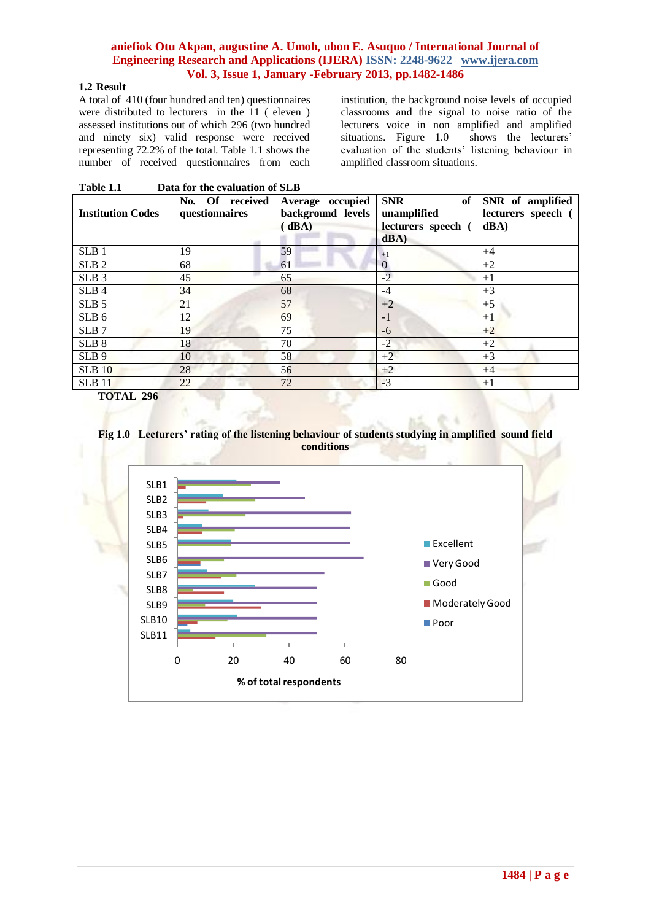### 1.2 Result

A total of 410 (four hundred and ten) questionnaires were distributed to lecturers in the 11 ( eleven ) assessed institutions out of which 296 (two hundred and ninety six) valid response were received representing 72.2% of the total. Table 1.1 shows the number of received questionnaires from each institution, the background noise levels of occupied classrooms and the signal to noise ratio of the lecturers voice in non amplified and amplified situations. Figure 1.0 shows the lecturers' evaluation of the students' listening behaviour in amplified classroom situations.

**Table 1.1 Data for the evaluation of SLB**

| Institution Codes | No. Of received questionnaires | Average occupied background levels ( dBA) | SNR of unamplified lecturers speech ( dBA) | SNR of amplified lecturers speech ( dBA) |
|---|---|---|---|---|
| SLB 1 | 19 | 59 | +1 | +4 |
| SLB 2 | 68 | 61 | 0 | +2 |
| SLB 3 | 45 | 65 | -2 | +1 |
| SLB 4 | 34 | 68 | -4 | +3 |
| SLB 5 | 21 | 57 | +2 | +5 |
| SLB 6 | 12 | 69 | -1 | +1 |
| SLB 7 | 19 | 75 | -6 | +2 |
| SLB 8 | 18 | 70 | -2 | +2 |
| SLB 9 | 10 | 58 | +2 | +3 |
| SLB 10 | 28 | 56 | +2 | +4 |
| SLB 11 | 22 | 72 | -3 | +1 |

**TOTAL 296**

**Fig 1.0 Lecturers' rating of the listening behaviour of students studying in amplified sound field conditions**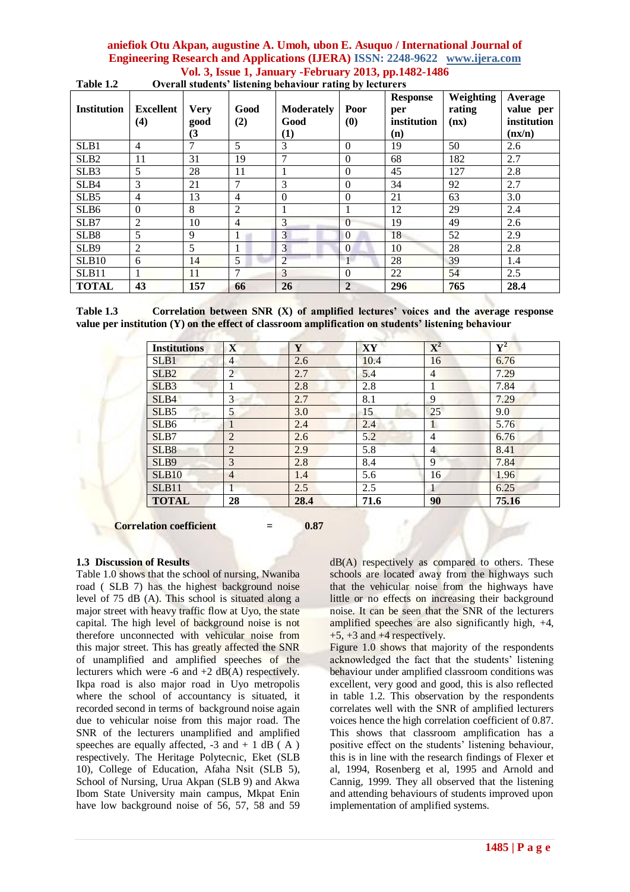Table 1.2 Overall students' listening behaviour rating by lecturers

| Institution | Excellent (4) | Very good (3 | Good (2) | Moderately Good (1) | Poor (0) | Response per institution (n) | Weighting rating (nx) | Average value per institution (nx/n) |
|---|---|---|---|---|---|---|---|---|
| SLB1 | 4 | 7 | 5 | 3 | 0 | 19 | 50 | 2.6 |
| SLB2 | 11 | 31 | 19 | 7 | 0 | 68 | 182 | 2.7 |
| SLB3 | 5 | 28 | 11 | 1 | 0 | 45 | 127 | 2.8 |
| SLB4 | 3 | 21 | 7 | 3 | 0 | 34 | 92 | 2.7 |
| SLB5 | 4 | 13 | 4 | 0 | 0 | 21 | 63 | 3.0 |
| SLB6 | 0 | 8 | 2 | 1 | 1 | 12 | 29 | 2.4 |
| SLB7 | 2 | 10 | 4 | 3 | 0 | 19 | 49 | 2.6 |
| SLB8 | 5 | 9 | 1 | 3 | 0 | 18 | 52 | 2.9 |
| SLB9 | 2 | 5 | 1 | 3 | 0 | 10 | 28 | 2.8 |
| SLB10 | 6 | 14 | 5 | 2 | 1 | 28 | 39 | 1.4 |
| SLB11 | 1 | 11 | 7 | 3 | 0 | 22 | 54 | 2.5 |
| **TOTAL** | **43** | **157** | **66** | **26** | **2** | **296** | **765** | **28.4** |

**Table 1.3 Correlation between SNR (X) of amplified lectures' voices and the average response value per institution (Y) on the effect of classroom amplification on students' listening behaviour**

| Institutions | X | Y | XY | $X^2$ | $Y^2$ |
|---|---|---|---|---|---|
| SLB1 | 4 | 2.6 | 10.4 | 16 | 6.76 |
| SLB2 | 2 | 2.7 | 5.4 | 4 | 7.29 |
| SLB3 | 1 | 2.8 | 2.8 | 1 | 7.84 |
| SLB4 | 3 | 2.7 | 8.1 | 9 | 7.29 |
| SLB5 | 5 | 3.0 | 15 | 25 | 9.0 |
| SLB6 | 1 | 2.4 | 2.4 | 1 | 5.76 |
| SLB7 | 2 | 2.6 | 5.2 | 4 | 6.76 |
| SLB8 | 2 | 2.9 | 5.8 | 4 | 8.41 |
| SLB9 | 3 | 2.8 | 8.4 | 9 | 7.84 |
| SLB10 | 4 | 1.4 | 5.6 | 16 | 1.96 |
| SLB11 | 1 | 2.5 | 2.5 | 1 | 6.25 |
| **TOTAL** | **28** | **28.4** | **71.6** | **90** | **75.16** |

**Correlation coefficient = 0.87**

### 1.3 Discussion of Results

Table 1.0 shows that the school of nursing, Nwaniba road ( SLB 7) has the highest background noise level of 75 dB (A). This school is situated along a major street with heavy traffic flow at Uyo, the state capital. The high level of background noise is not therefore unconnected with vehicular noise from this major street. This has greatly affected the SNR of unamplified and amplified speeches of the lecturers which were -6 and +2 dB(A) respectively. Ikpa road is also major road in Uyo metropolis where the school of accountancy is situated, it recorded second in terms of background noise again due to vehicular noise from this major road. The SNR of the lecturers unamplified and amplified speeches are equally affected, -3 and + 1 dB ( A ) respectively. The Heritage Polytecnic, Eket (SLB 10), College of Education, Afaha Nsit (SLB 5), School of Nursing, Urua Akpan (SLB 9) and Akwa Ibom State University main campus, Mkpat Enin have low background noise of 56, 57, 58 and 59 dB(A) respectively as compared to others. These schools are located away from the highways such that the vehicular noise from the highways have little or no effects on increasing their background noise. It can be seen that the SNR of the lecturers amplified speeches are also significantly high, +4, +5, +3 and +4 respectively.

Figure 1.0 shows that majority of the respondents acknowledged the fact that the students' listening behaviour under amplified classroom conditions was excellent, very good and good, this is also reflected in table 1.2. This observation by the respondents correlates well with the SNR of amplified lecturers voices hence the high correlation coefficient of 0.87. This shows that classroom amplification has a positive effect on the students' listening behaviour, this is in line with the research findings of Flexer et al, 1994, Rosenberg et al, 1995 and Arnold and Cannig, 1999. They all observed that the listening and attending behaviours of students improved upon implementation of amplified systems.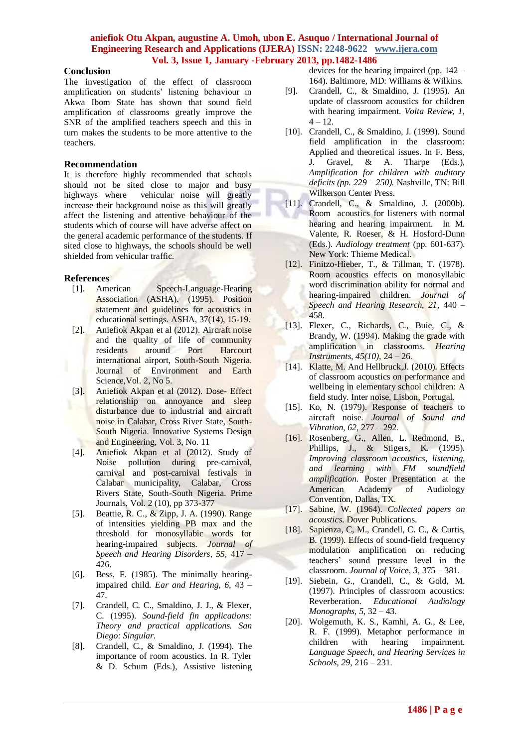## Conclusion

The investigation of the effect of classroom amplification on students' listening behaviour in Akwa Ibom State has shown that sound field amplification of classrooms greatly improve the SNR of the amplified teachers speech and this in turn makes the students to be more attentive to the teachers.

## Recommendation

It is therefore highly recommended that schools should not be sited close to major and busy highways where vehicular noise will greatly increase their background noise as this will greatly affect the listening and attentive behaviour of the students which of course will have adverse affect on the general academic performance of the students. If sited close to highways, the schools should be well shielded from vehicular traffic.

## References

[1]. American Speech-Language-Hearing Association (ASHA). (1995). Position statement and guidelines for acoustics in educational settings. ASHA, 37(14), 15-19.

[2]. Aniefiok Akpan et al (2012). Aircraft noise and the quality of life of community residents around Port Harcourt international airport, South-South Nigeria. Journal of Environment and Earth Science,Vol. 2, No 5.

[3]. Aniefiok Akpan et al (2012). Dose- Effect relationship on annoyance and sleep disturbance due to industrial and aircraft noise in Calabar, Cross River State, South-South Nigeria. Innovative Systems Design and Engineering, Vol. 3, No. 11

[4]. Aniefiok Akpan et al (2012). Study of Noise pollution during pre-carnival, carnival and post-carnival festivals in Calabar municipality, Calabar, Cross Rivers State, South-South Nigeria. Prime Journals, Vol. 2 (10), pp 373-377

[5]. Beattie, R. C., & Zipp, J. A. (1990). Range of intensities yielding PB max and the threshold for monosyllabic words for hearing-impaired subjects. *Journal of Speech and Hearing Disorders, 55*, 417 – 426.

[6]. Bess, F. (1985). The minimally hearing-impaired child. *Ear and Hearing, 6*, 43 – 47.

[7]. Crandell, C. C., Smaldino, J. J., & Flexer, C. (1995). *Sound-field fin applications: Theory and practical applications. San Diego: Singular.*

[8]. Crandell, C., & Smaldino, J. (1994). The importance of room acoustics. In R. Tyler & D. Schum (Eds.), Assistive listening devices for the hearing impaired (pp. 142 – 164). Baltimore, MD: Williams & Wilkins.

[9]. Crandell, C., & Smaldino, J. (1995). An update of classroom acoustics for children with hearing impairment. *Volta Review, 1*, 4 – 12.

[10]. Crandell, C., & Smaldino, J. (1999). Sound field amplification in the classroom: Applied and theoretical issues. In F. Bess, J. Gravel, & A. Tharpe (Eds.), *Amplification for children with auditory deficits (pp. 229 – 250).* Nashville, TN: Bill Wilkerson Center Press.

[11]. Crandell, C., & Smaldino, J. (2000b). Room acoustics for listeners with normal hearing and hearing impairment. In M. Valente, R. Roeser, & H. Hosford-Dunn (Eds.). *Audiology treatment* (pp. 601-637). New York: Thieme Medical.

[12]. Finitzo-Hieber, T., & Tillman, T. (1978). Room acoustics effects on monosyllabic word discrimination ability for normal and hearing-impaired children. *Journal of Speech and Hearing Research, 21*, 440 – 458.

[13]. Flexer, C., Richards, C., Buie, C., & Brandy, W. (1994). Making the grade with amplification in classrooms. *Hearing Instruments, 45(10)*, 24 – 26.

[14]. Klatte, M. And Hellbruck,J. (2010). Effects of classroom acoustics on performance and wellbeing in elementary school children: A field study. Inter noise, Lisbon, Portugal.

[15]. Ko, N. (1979). Response of teachers to aircraft noise. *Journal of Sound and Vibration, 62*, 277 – 292.

[16]. Rosenberg, G., Allen, L. Redmond, B., Phillips, J., & Stigers, K. (1995). *Improving classroom acoustics, listening, and learning with FM soundfield amplification.* Poster Presentation at the American Academy of Audiology Convention, Dallas, TX.

[17]. Sabine, W. (1964). *Collected papers on acoustics.* Dover Publications.

[18]. Sapienza, C, M., Crandell, C. C., & Curtis, B. (1999). Effects of sound-field frequency modulation amplification on reducing teachers' sound pressure level in the classroom. *Journal of Voice, 3*, 375 – 381.

[19]. Siebein, G., Crandell, C., & Gold, M. (1997). Principles of classroom acoustics: Reverberation. *Educational Audiology Monographs, 5*, 32 – 43.

[20]. Wolgemuth, K. S., Kamhi, A. G., & Lee, R. F. (1999). Metaphor performance in children with hearing impairment. *Language Speech, and Hearing Services in Schools, 29*, 216 – 231.